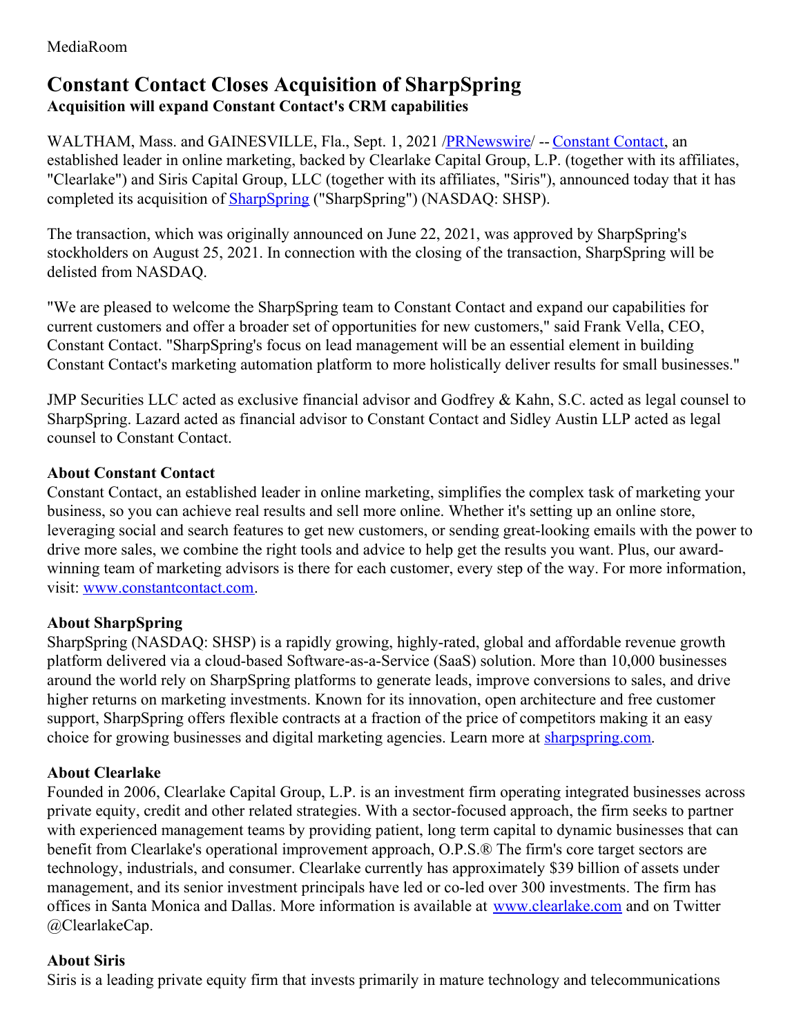MediaRoom

# Constant Contact Closes Acquisition of SharpSpring

## Acquisition will expand Constant Contact's CRM capabilities

WALTHAM, Mass. and GAINESVILLE, Fla., Sept. 1, 2021 /PRNewswire/ -- Constant Contact, an established leader in online marketing, backed by Clearlake Capital Group, L.P. (together with its affiliates, "Clearlake") and Siris Capital Group, LLC (together with its affiliates, "Siris"), announced today that it has completed its acquisition of SharpSpring ("SharpSpring") (NASDAQ: SHSP).

The transaction, which was originally announced on June 22, 2021, was approved by SharpSpring's stockholders on August 25, 2021. In connection with the closing of the transaction, SharpSpring will be delisted from NASDAQ.

"We are pleased to welcome the SharpSpring team to Constant Contact and expand our capabilities for current customers and offer a broader set of opportunities for new customers," said Frank Vella, CEO, Constant Contact. "SharpSpring's focus on lead management will be an essential element in building Constant Contact's marketing automation platform to more holistically deliver results for small businesses."

JMP Securities LLC acted as exclusive financial advisor and Godfrey & Kahn, S.C. acted as legal counsel to SharpSpring. Lazard acted as financial advisor to Constant Contact and Sidley Austin LLP acted as legal counsel to Constant Contact.

**About Constant Contact**
Constant Contact, an established leader in online marketing, simplifies the complex task of marketing your business, so you can achieve real results and sell more online. Whether it's setting up an online store, leveraging social and search features to get new customers, or sending great-looking emails with the power to drive more sales, we combine the right tools and advice to help get the results you want. Plus, our award-winning team of marketing advisors is there for each customer, every step of the way. For more information, visit: www.constantcontact.com.

**About SharpSpring**
SharpSpring (NASDAQ: SHSP) is a rapidly growing, highly-rated, global and affordable revenue growth platform delivered via a cloud-based Software-as-a-Service (SaaS) solution. More than 10,000 businesses around the world rely on SharpSpring platforms to generate leads, improve conversions to sales, and drive higher returns on marketing investments. Known for its innovation, open architecture and free customer support, SharpSpring offers flexible contracts at a fraction of the price of competitors making it an easy choice for growing businesses and digital marketing agencies. Learn more at sharpspring.com.

**About Clearlake**
Founded in 2006, Clearlake Capital Group, L.P. is an investment firm operating integrated businesses across private equity, credit and other related strategies. With a sector-focused approach, the firm seeks to partner with experienced management teams by providing patient, long term capital to dynamic businesses that can benefit from Clearlake's operational improvement approach, O.P.S.® The firm's core target sectors are technology, industrials, and consumer. Clearlake currently has approximately $39 billion of assets under management, and its senior investment principals have led or co-led over 300 investments. The firm has offices in Santa Monica and Dallas. More information is available at www.clearlake.com and on Twitter @ClearlakeCap.

**About Siris**
Siris is a leading private equity firm that invests primarily in mature technology and telecommunications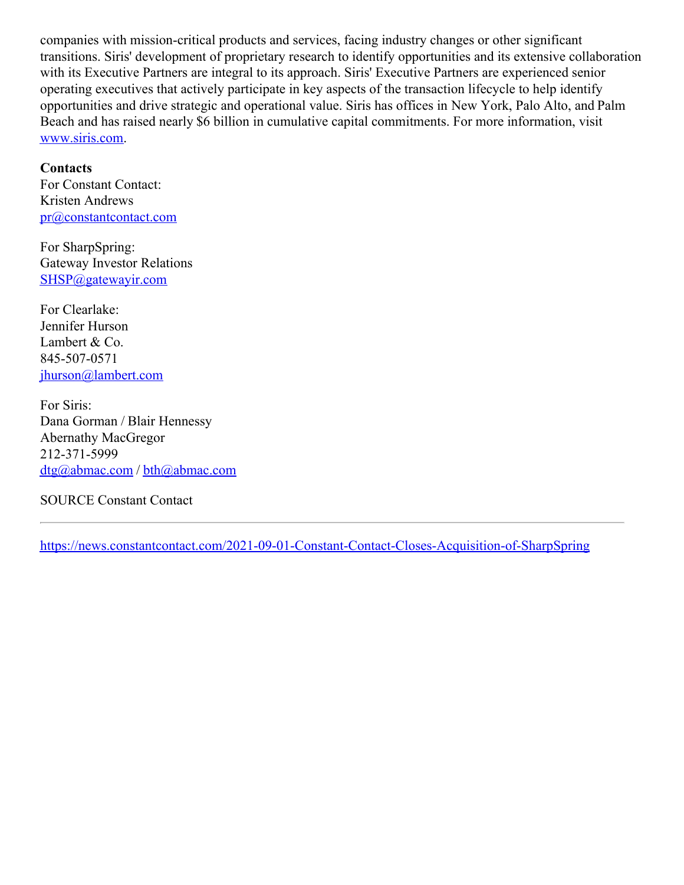companies with mission-critical products and services, facing industry changes or other significant transitions. Siris' development of proprietary research to identify opportunities and its extensive collaboration with its Executive Partners are integral to its approach. Siris' Executive Partners are experienced senior operating executives that actively participate in key aspects of the transaction lifecycle to help identify opportunities and drive strategic and operational value. Siris has offices in New York, Palo Alto, and Palm Beach and has raised nearly $6 billion in cumulative capital commitments. For more information, visit www.siris.com.

**Contacts**

For Constant Contact:
Kristen Andrews
pr@constantcontact.com

For SharpSpring:
Gateway Investor Relations
SHSP@gatewayir.com

For Clearlake:
Jennifer Hurson
Lambert & Co.
845-507-0571
jhurson@lambert.com

For Siris:
Dana Gorman / Blair Hennessy
Abernathy MacGregor
212-371-5999
dtg@abmac.com / bth@abmac.com

SOURCE Constant Contact

---

https://news.constantcontact.com/2021-09-01-Constant-Contact-Closes-Acquisition-of-SharpSpring